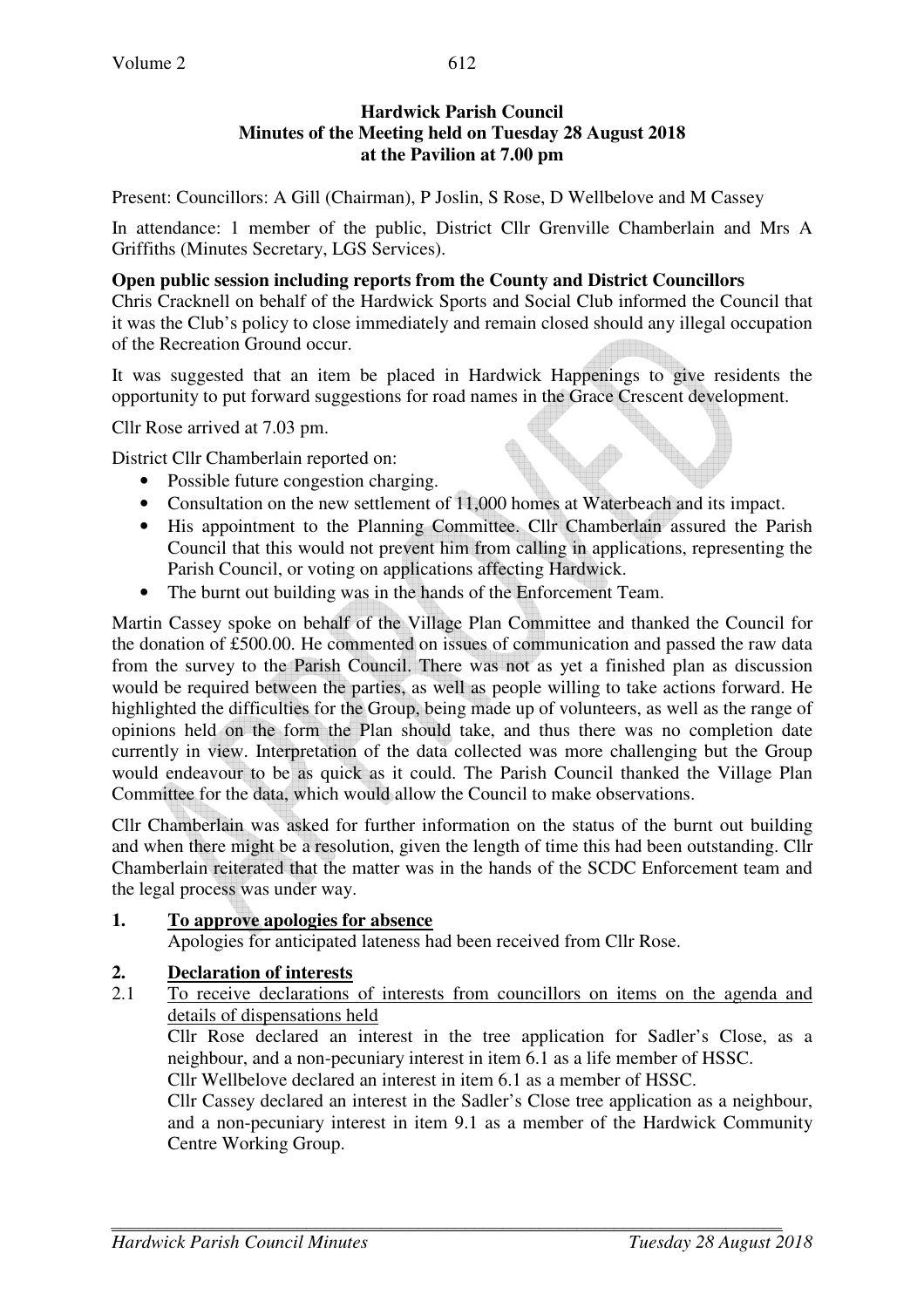**Hardwick Parish Council**
**Minutes of the Meeting held on Tuesday 28 August 2018**
**at the Pavilion at 7.00 pm**

Present: Councillors: A Gill (Chairman), P Joslin, S Rose, D Wellbelove and M Cassey

In attendance: 1 member of the public, District Cllr Grenville Chamberlain and Mrs A Griffiths (Minutes Secretary, LGS Services).

**Open public session including reports from the County and District Councillors**

Chris Cracknell on behalf of the Hardwick Sports and Social Club informed the Council that it was the Club's policy to close immediately and remain closed should any illegal occupation of the Recreation Ground occur.

It was suggested that an item be placed in Hardwick Happenings to give residents the opportunity to put forward suggestions for road names in the Grace Crescent development.

Cllr Rose arrived at 7.03 pm.

District Cllr Chamberlain reported on:

- Possible future congestion charging.
- Consultation on the new settlement of 11,000 homes at Waterbeach and its impact.
- His appointment to the Planning Committee. Cllr Chamberlain assured the Parish Council that this would not prevent him from calling in applications, representing the Parish Council, or voting on applications affecting Hardwick.
- The burnt out building was in the hands of the Enforcement Team.

Martin Cassey spoke on behalf of the Village Plan Committee and thanked the Council for the donation of £500.00. He commented on issues of communication and passed the raw data from the survey to the Parish Council. There was not as yet a finished plan as discussion would be required between the parties, as well as people willing to take actions forward. He highlighted the difficulties for the Group, being made up of volunteers, as well as the range of opinions held on the form the Plan should take, and thus there was no completion date currently in view. Interpretation of the data collected was more challenging but the Group would endeavour to be as quick as it could. The Parish Council thanked the Village Plan Committee for the data, which would allow the Council to make observations.

Cllr Chamberlain was asked for further information on the status of the burnt out building and when there might be a resolution, given the length of time this had been outstanding. Cllr Chamberlain reiterated that the matter was in the hands of the SCDC Enforcement team and the legal process was under way.

**1. <u>To approve apologies for absence</u>**

Apologies for anticipated lateness had been received from Cllr Rose.

**2. <u>Declaration of interests</u>**

2.1 <u>To receive declarations of interests from councillors on items on the agenda and details of dispensations held</u>

Cllr Rose declared an interest in the tree application for Sadler's Close, as a neighbour, and a non-pecuniary interest in item 6.1 as a life member of HSSC.

Cllr Wellbelove declared an interest in item 6.1 as a member of HSSC.

Cllr Cassey declared an interest in the Sadler's Close tree application as a neighbour, and a non-pecuniary interest in item 9.1 as a member of the Hardwick Community Centre Working Group.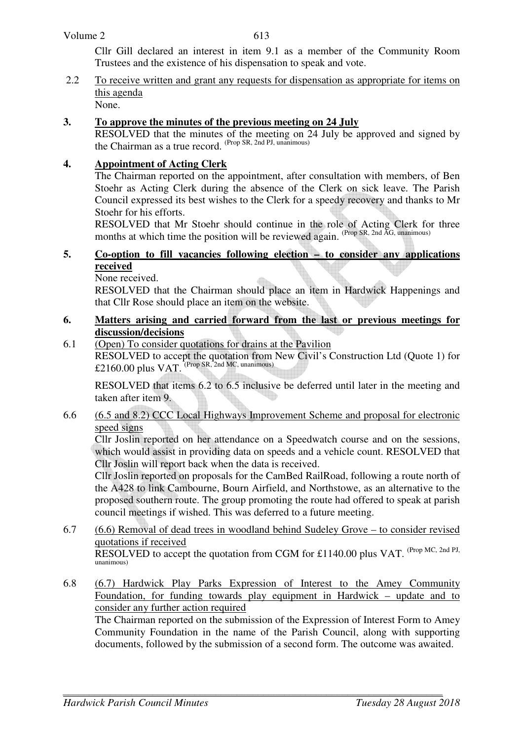Cllr Gill declared an interest in item 9.1 as a member of the Community Room Trustees and the existence of his dispensation to speak and vote.

2.2 To receive written and grant any requests for dispensation as appropriate for items on this agenda
None.

**3. To approve the minutes of the previous meeting on 24 July**

RESOLVED that the minutes of the meeting on 24 July be approved and signed by the Chairman as a true record. (Prop SR, 2nd PJ, unanimous)

**4. Appointment of Acting Clerk**

The Chairman reported on the appointment, after consultation with members, of Ben Stoehr as Acting Clerk during the absence of the Clerk on sick leave. The Parish Council expressed its best wishes to the Clerk for a speedy recovery and thanks to Mr Stoehr for his efforts.

RESOLVED that Mr Stoehr should continue in the role of Acting Clerk for three months at which time the position will be reviewed again. (Prop SR, 2nd AG, unanimous)

**5. Co-option to fill vacancies following election – to consider any applications received**

None received.

RESOLVED that the Chairman should place an item in Hardwick Happenings and that Cllr Rose should place an item on the website.

**6. Matters arising and carried forward from the last or previous meetings for discussion/decisions**

6.1 (Open) To consider quotations for drains at the Pavilion

RESOLVED to accept the quotation from New Civil's Construction Ltd (Quote 1) for £2160.00 plus VAT. (Prop SR, 2nd MC, unanimous)

RESOLVED that items 6.2 to 6.5 inclusive be deferred until later in the meeting and taken after item 9.

6.6 (6.5 and 8.2) CCC Local Highways Improvement Scheme and proposal for electronic speed signs

Cllr Joslin reported on her attendance on a Speedwatch course and on the sessions, which would assist in providing data on speeds and a vehicle count. RESOLVED that Cllr Joslin will report back when the data is received.

Cllr Joslin reported on proposals for the CamBed RailRoad, following a route north of the A428 to link Cambourne, Bourn Airfield, and Northstowe, as an alternative to the proposed southern route. The group promoting the route had offered to speak at parish council meetings if wished. This was deferred to a future meeting.

6.7 (6.6) Removal of dead trees in woodland behind Sudeley Grove – to consider revised quotations if received

RESOLVED to accept the quotation from CGM for £1140.00 plus VAT. (Prop MC, 2nd PJ, unanimous)

6.8 (6.7) Hardwick Play Parks Expression of Interest to the Amey Community Foundation, for funding towards play equipment in Hardwick – update and to consider any further action required

The Chairman reported on the submission of the Expression of Interest Form to Amey Community Foundation in the name of the Parish Council, along with supporting documents, followed by the submission of a second form. The outcome was awaited.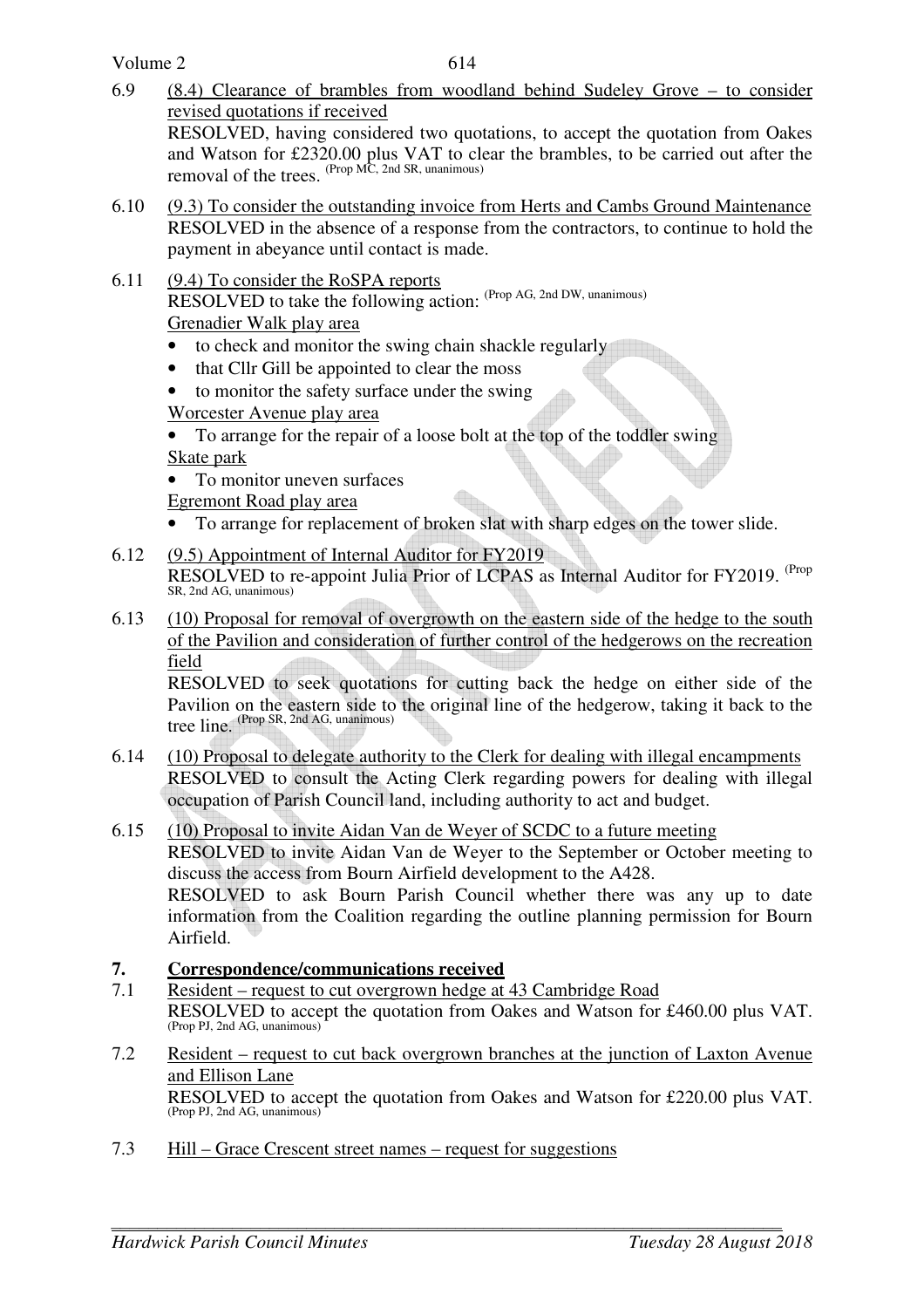6.9 (8.4) Clearance of brambles from woodland behind Sudeley Grove – to consider revised quotations if received

RESOLVED, having considered two quotations, to accept the quotation from Oakes and Watson for £2320.00 plus VAT to clear the brambles, to be carried out after the removal of the trees. (Prop MC, 2nd SR, unanimous)

6.10 (9.3) To consider the outstanding invoice from Herts and Cambs Ground Maintenance

RESOLVED in the absence of a response from the contractors, to continue to hold the payment in abeyance until contact is made.

6.11 (9.4) To consider the RoSPA reports

RESOLVED to take the following action: (Prop AG, 2nd DW, unanimous)

Grenadier Walk play area

- to check and monitor the swing chain shackle regularly
- that Cllr Gill be appointed to clear the moss
- to monitor the safety surface under the swing

Worcester Avenue play area

- To arrange for the repair of a loose bolt at the top of the toddler swing

Skate park

- To monitor uneven surfaces

Egremont Road play area

- To arrange for replacement of broken slat with sharp edges on the tower slide.

6.12 (9.5) Appointment of Internal Auditor for FY2019

RESOLVED to re-appoint Julia Prior of LCPAS as Internal Auditor for FY2019. (Prop SR, 2nd AG, unanimous)

6.13 (10) Proposal for removal of overgrowth on the eastern side of the hedge to the south of the Pavilion and consideration of further control of the hedgerows on the recreation field

RESOLVED to seek quotations for cutting back the hedge on either side of the Pavilion on the eastern side to the original line of the hedgerow, taking it back to the tree line. (Prop SR, 2nd AG, unanimous)

6.14 (10) Proposal to delegate authority to the Clerk for dealing with illegal encampments

RESOLVED to consult the Acting Clerk regarding powers for dealing with illegal occupation of Parish Council land, including authority to act and budget.

6.15 (10) Proposal to invite Aidan Van de Weyer of SCDC to a future meeting

RESOLVED to invite Aidan Van de Weyer to the September or October meeting to discuss the access from Bourn Airfield development to the A428.

RESOLVED to ask Bourn Parish Council whether there was any up to date information from the Coalition regarding the outline planning permission for Bourn Airfield.

## 7. Correspondence/communications received

7.1 Resident – request to cut overgrown hedge at 43 Cambridge Road

RESOLVED to accept the quotation from Oakes and Watson for £460.00 plus VAT. (Prop PJ, 2nd AG, unanimous)

7.2 Resident – request to cut back overgrown branches at the junction of Laxton Avenue and Ellison Lane

RESOLVED to accept the quotation from Oakes and Watson for £220.00 plus VAT. (Prop PJ, 2nd AG, unanimous)

7.3 Hill – Grace Crescent street names – request for suggestions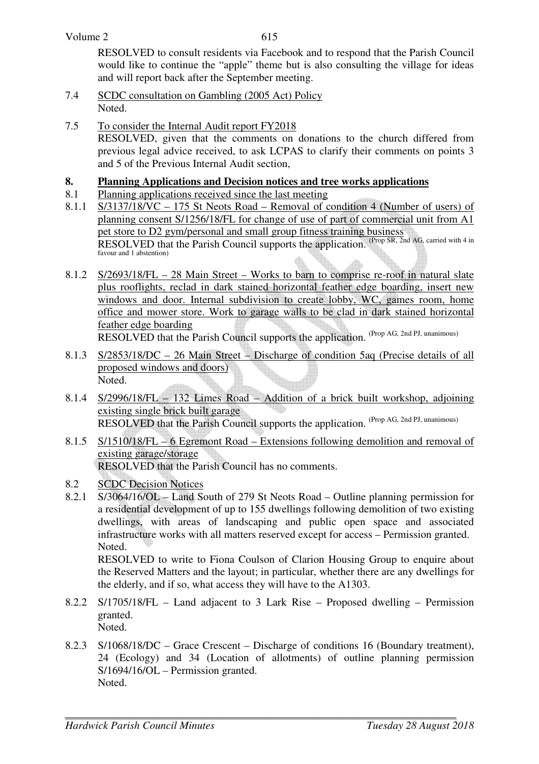RESOLVED to consult residents via Facebook and to respond that the Parish Council would like to continue the "apple" theme but is also consulting the village for ideas and will report back after the September meeting.

7.4 SCDC consultation on Gambling (2005 Act) Policy
Noted.

7.5 To consider the Internal Audit report FY2018
RESOLVED, given that the comments on donations to the church differed from previous legal advice received, to ask LCPAS to clarify their comments on points 3 and 5 of the Previous Internal Audit section,

## 8. Planning Applications and Decision notices and tree works applications

8.1 Planning applications received since the last meeting

8.1.1 S/3137/18/VC – 175 St Neots Road – Removal of condition 4 (Number of users) of planning consent S/1256/18/FL for change of use of part of commercial unit from A1 pet store to D2 gym/personal and small group fitness training business
RESOLVED that the Parish Council supports the application. (Prop SR, 2nd AG, carried with 4 in favour and 1 abstention)

8.1.2 S/2693/18/FL – 28 Main Street – Works to barn to comprise re-roof in natural slate plus rooflights, reclad in dark stained horizontal feather edge boarding, insert new windows and door. Internal subdivision to create lobby, WC, games room, home office and mower store. Work to garage walls to be clad in dark stained horizontal feather edge boarding
RESOLVED that the Parish Council supports the application. (Prop AG, 2nd PJ, unanimous)

8.1.3 S/2853/18/DC – 26 Main Street – Discharge of condition 5aq (Precise details of all proposed windows and doors)
Noted.

8.1.4 S/2996/18/FL – 132 Limes Road – Addition of a brick built workshop, adjoining existing single brick built garage
RESOLVED that the Parish Council supports the application. (Prop AG, 2nd PJ, unanimous)

8.1.5 S/1510/18/FL – 6 Egremont Road – Extensions following demolition and removal of existing garage/storage
RESOLVED that the Parish Council has no comments.

8.2 SCDC Decision Notices

8.2.1 S/3064/16/OL – Land South of 279 St Neots Road – Outline planning permission for a residential development of up to 155 dwellings following demolition of two existing dwellings, with areas of landscaping and public open space and associated infrastructure works with all matters reserved except for access – Permission granted.
Noted.
RESOLVED to write to Fiona Coulson of Clarion Housing Group to enquire about the Reserved Matters and the layout; in particular, whether there are any dwellings for the elderly, and if so, what access they will have to the A1303.

8.2.2 S/1705/18/FL – Land adjacent to 3 Lark Rise – Proposed dwelling – Permission granted.
Noted.

8.2.3 S/1068/18/DC – Grace Crescent – Discharge of conditions 16 (Boundary treatment), 24 (Ecology) and 34 (Location of allotments) of outline planning permission S/1694/16/OL – Permission granted.
Noted.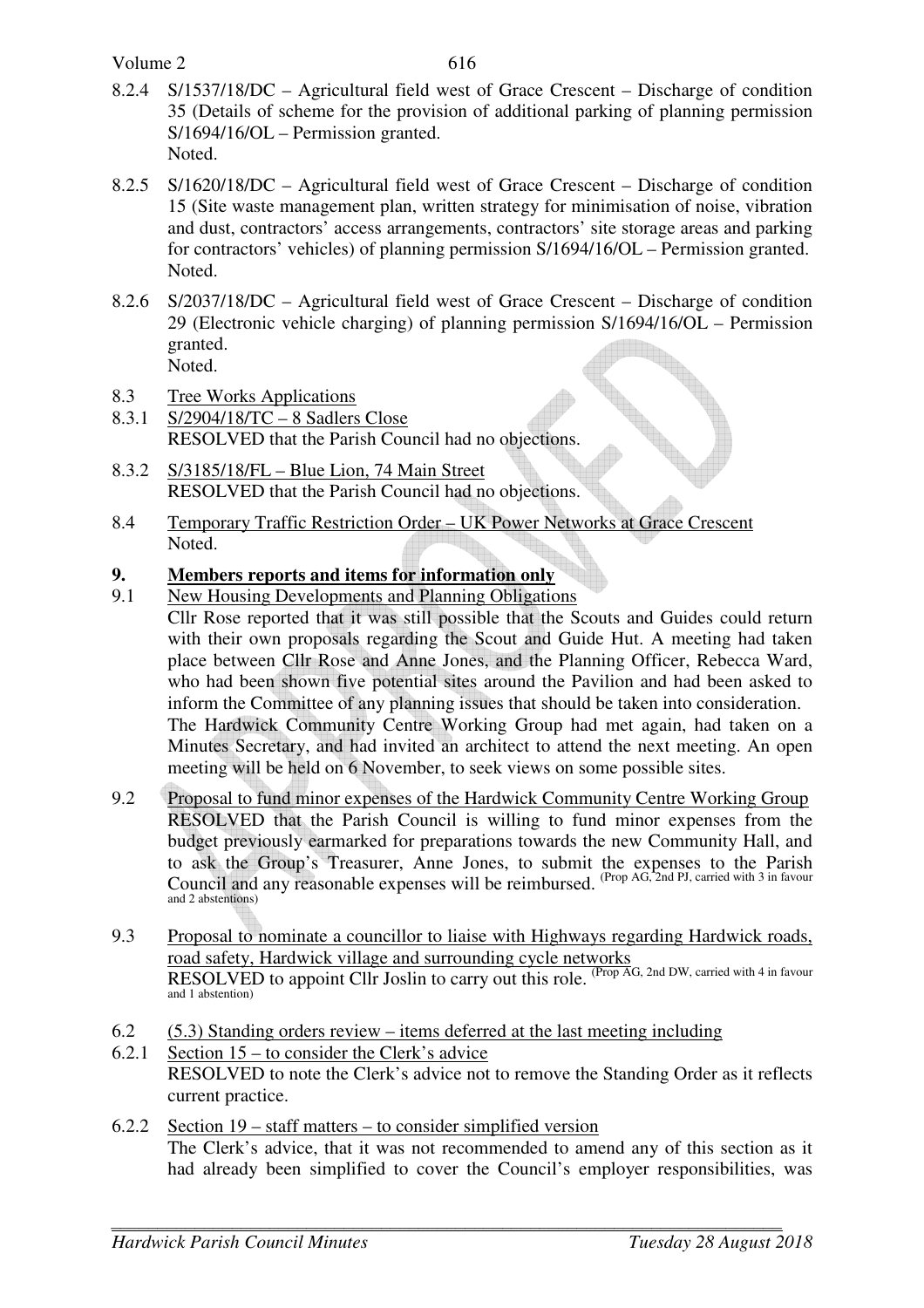8.2.4 S/1537/18/DC – Agricultural field west of Grace Crescent – Discharge of condition 35 (Details of scheme for the provision of additional parking of planning permission S/1694/16/OL – Permission granted.
Noted.

8.2.5 S/1620/18/DC – Agricultural field west of Grace Crescent – Discharge of condition 15 (Site waste management plan, written strategy for minimisation of noise, vibration and dust, contractors' access arrangements, contractors' site storage areas and parking for contractors' vehicles) of planning permission S/1694/16/OL – Permission granted.
Noted.

8.2.6 S/2037/18/DC – Agricultural field west of Grace Crescent – Discharge of condition 29 (Electronic vehicle charging) of planning permission S/1694/16/OL – Permission granted.
Noted.

8.3 Tree Works Applications

8.3.1 S/2904/18/TC – 8 Sadlers Close
RESOLVED that the Parish Council had no objections.

8.3.2 S/3185/18/FL – Blue Lion, 74 Main Street
RESOLVED that the Parish Council had no objections.

8.4 Temporary Traffic Restriction Order – UK Power Networks at Grace Crescent
Noted.

## 9. Members reports and items for information only

9.1 New Housing Developments and Planning Obligations
Cllr Rose reported that it was still possible that the Scouts and Guides could return with their own proposals regarding the Scout and Guide Hut. A meeting had taken place between Cllr Rose and Anne Jones, and the Planning Officer, Rebecca Ward, who had been shown five potential sites around the Pavilion and had been asked to inform the Committee of any planning issues that should be taken into consideration.
The Hardwick Community Centre Working Group had met again, had taken on a Minutes Secretary, and had invited an architect to attend the next meeting. An open meeting will be held on 6 November, to seek views on some possible sites.

9.2 Proposal to fund minor expenses of the Hardwick Community Centre Working Group
RESOLVED that the Parish Council is willing to fund minor expenses from the budget previously earmarked for preparations towards the new Community Hall, and to ask the Group's Treasurer, Anne Jones, to submit the expenses to the Parish Council and any reasonable expenses will be reimbursed. (Prop AG, 2nd PJ, carried with 3 in favour and 2 abstentions)

9.3 Proposal to nominate a councillor to liaise with Highways regarding Hardwick roads, road safety, Hardwick village and surrounding cycle networks
RESOLVED to appoint Cllr Joslin to carry out this role. (Prop AG, 2nd DW, carried with 4 in favour and 1 abstention)

6.2 (5.3) Standing orders review – items deferred at the last meeting including

6.2.1 Section 15 – to consider the Clerk's advice
RESOLVED to note the Clerk's advice not to remove the Standing Order as it reflects current practice.

6.2.2 Section 19 – staff matters – to consider simplified version
The Clerk's advice, that it was not recommended to amend any of this section as it had already been simplified to cover the Council's employer responsibilities, was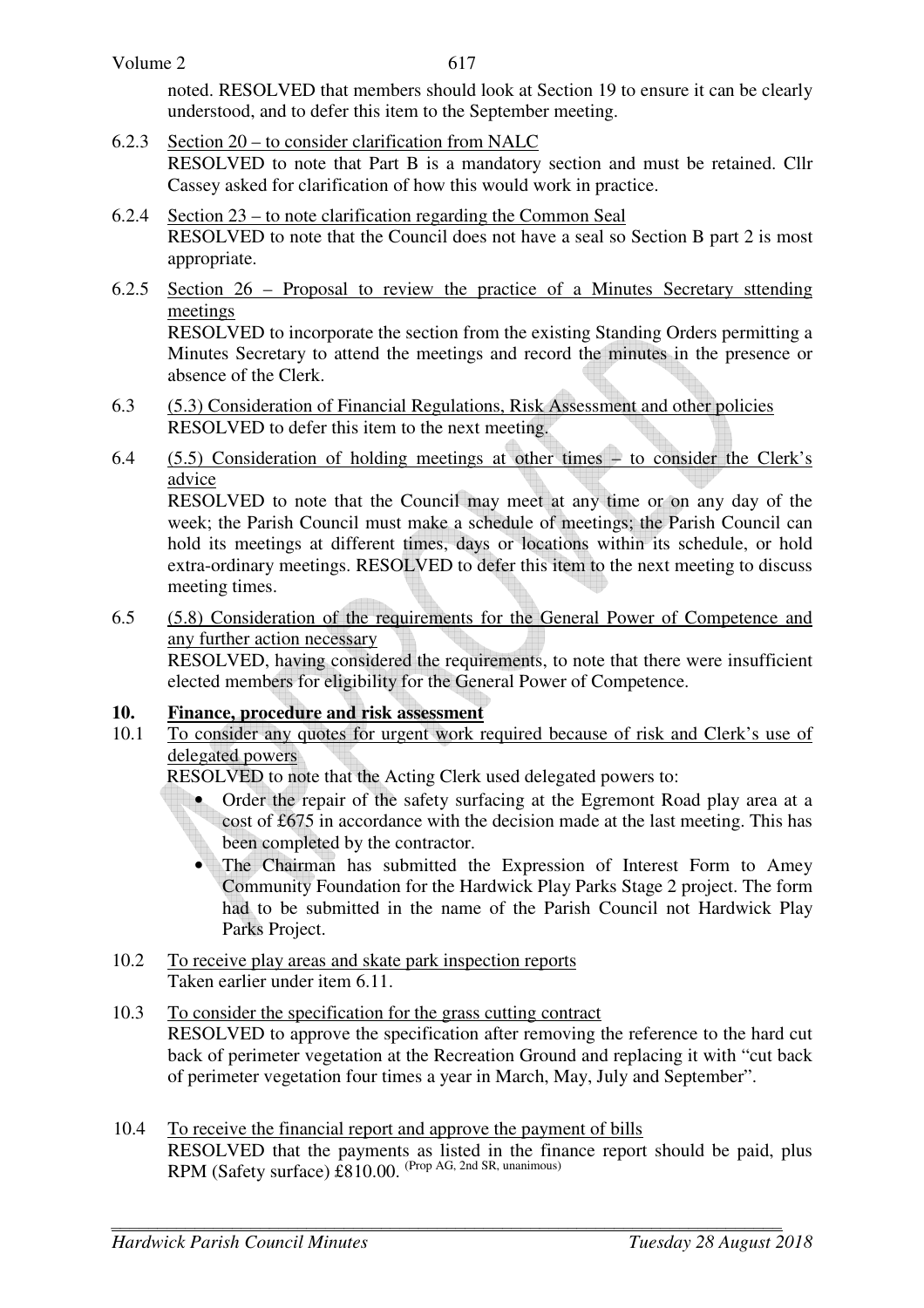noted. RESOLVED that members should look at Section 19 to ensure it can be clearly understood, and to defer this item to the September meeting.

6.2.3 Section 20 – to consider clarification from NALC
RESOLVED to note that Part B is a mandatory section and must be retained. Cllr Cassey asked for clarification of how this would work in practice.

6.2.4 Section 23 – to note clarification regarding the Common Seal
RESOLVED to note that the Council does not have a seal so Section B part 2 is most appropriate.

6.2.5 Section 26 – Proposal to review the practice of a Minutes Secretary sttending meetings
RESOLVED to incorporate the section from the existing Standing Orders permitting a Minutes Secretary to attend the meetings and record the minutes in the presence or absence of the Clerk.

6.3 (5.3) Consideration of Financial Regulations, Risk Assessment and other policies
RESOLVED to defer this item to the next meeting.

6.4 (5.5) Consideration of holding meetings at other times – to consider the Clerk's advice
RESOLVED to note that the Council may meet at any time or on any day of the week; the Parish Council must make a schedule of meetings; the Parish Council can hold its meetings at different times, days or locations within its schedule, or hold extra-ordinary meetings. RESOLVED to defer this item to the next meeting to discuss meeting times.

6.5 (5.8) Consideration of the requirements for the General Power of Competence and any further action necessary
RESOLVED, having considered the requirements, to note that there were insufficient elected members for eligibility for the General Power of Competence.

## 10. Finance, procedure and risk assessment

10.1 To consider any quotes for urgent work required because of risk and Clerk's use of delegated powers
RESOLVED to note that the Acting Clerk used delegated powers to:

- Order the repair of the safety surfacing at the Egremont Road play area at a cost of £675 in accordance with the decision made at the last meeting. This has been completed by the contractor.
- The Chairman has submitted the Expression of Interest Form to Amey Community Foundation for the Hardwick Play Parks Stage 2 project. The form had to be submitted in the name of the Parish Council not Hardwick Play Parks Project.

10.2 To receive play areas and skate park inspection reports
Taken earlier under item 6.11.

10.3 To consider the specification for the grass cutting contract
RESOLVED to approve the specification after removing the reference to the hard cut back of perimeter vegetation at the Recreation Ground and replacing it with "cut back of perimeter vegetation four times a year in March, May, July and September".

10.4 To receive the financial report and approve the payment of bills
RESOLVED that the payments as listed in the finance report should be paid, plus RPM (Safety surface) £810.00. (Prop AG, 2nd SR, unanimous)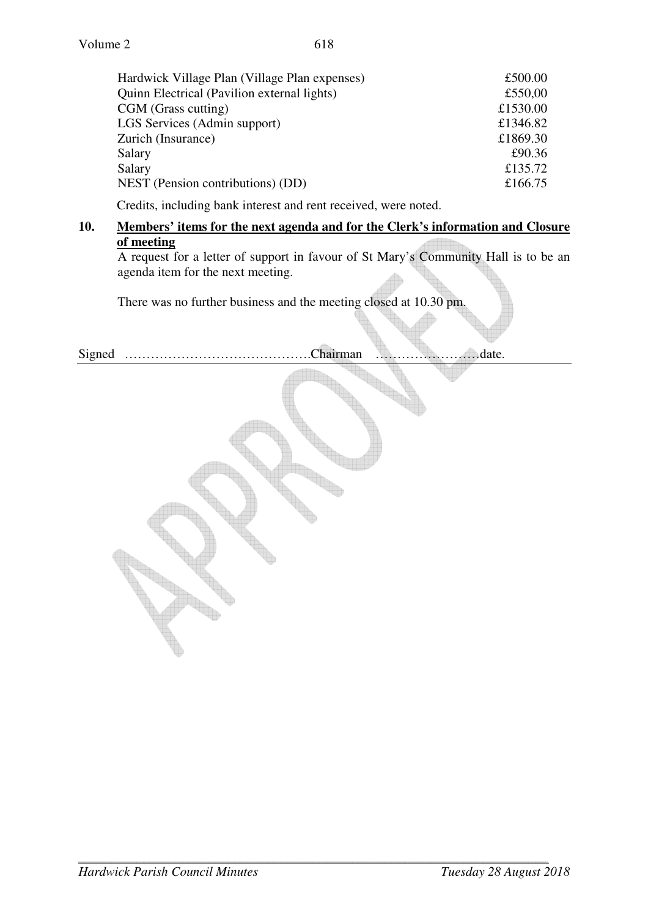| | |
|---|---|
| Hardwick Village Plan (Village Plan expenses) | £500.00 |
| Quinn Electrical (Pavilion external lights) | £550,00 |
| CGM (Grass cutting) | £1530.00 |
| LGS Services (Admin support) | £1346.82 |
| Zurich (Insurance) | £1869.30 |
| Salary | £90.36 |
| Salary | £135.72 |
| NEST (Pension contributions) (DD) | £166.75 |

Credits, including bank interest and rent received, were noted.

**10. Members' items for the next agenda and for the Clerk's information and Closure of meeting**

A request for a letter of support in favour of St Mary's Community Hall is to be an agenda item for the next meeting.

There was no further business and the meeting closed at 10.30 pm.

Signed ……………………………………Chairman ……………………date.